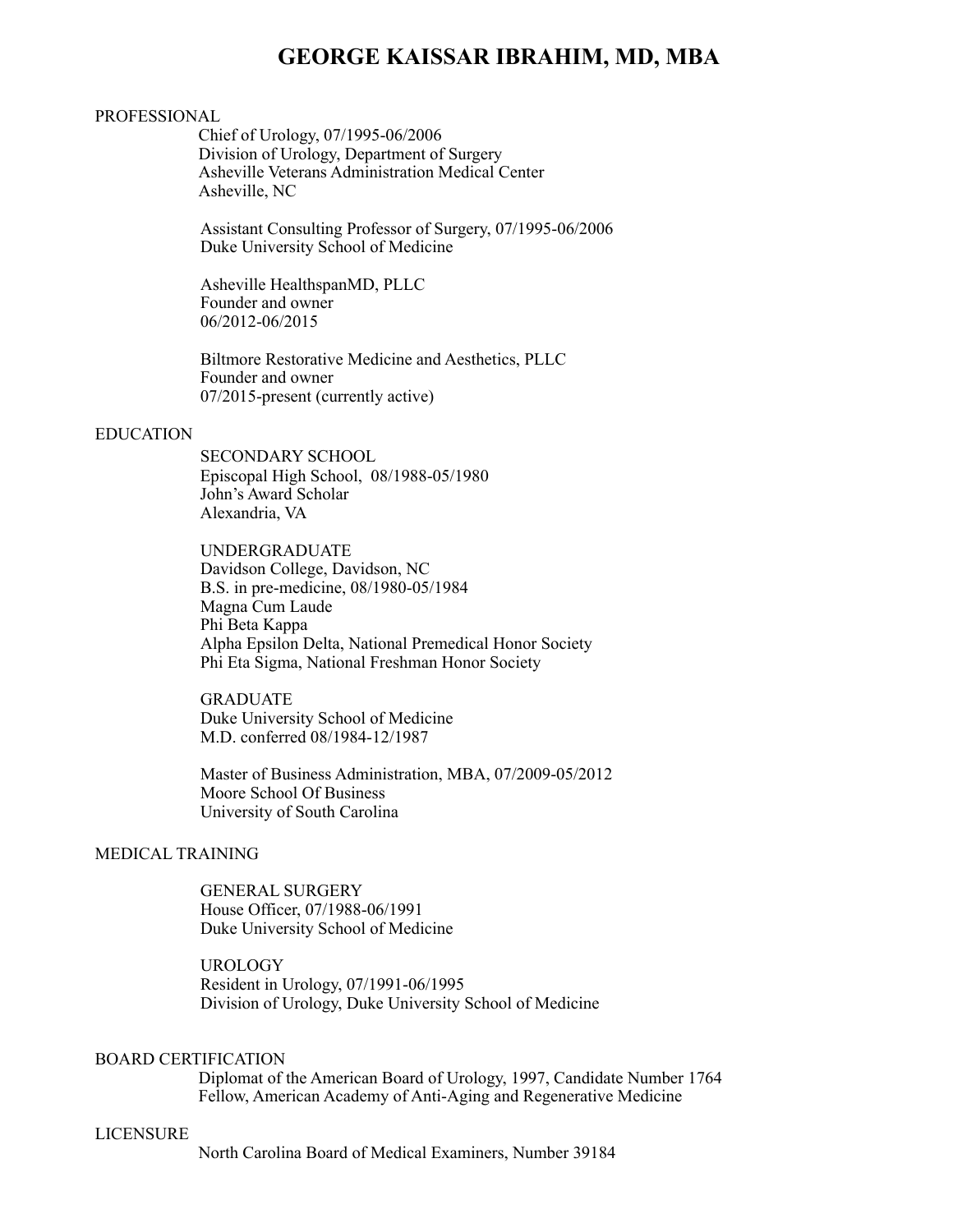# GEORGE KAISSAR IBRAHIM, MD, MBA

## PROFESSIONAL

Chief of Urology, 07/1995-06/2006
Division of Urology, Department of Surgery
Asheville Veterans Administration Medical Center
Asheville, NC

Assistant Consulting Professor of Surgery, 07/1995-06/2006
Duke University School of Medicine

Asheville HealthspanMD, PLLC
Founder and owner
06/2012-06/2015

Biltmore Restorative Medicine and Aesthetics, PLLC
Founder and owner
07/2015-present (currently active)

## EDUCATION

SECONDARY SCHOOL
Episcopal High School, 08/1988-05/1980
John's Award Scholar
Alexandria, VA

UNDERGRADUATE
Davidson College, Davidson, NC
B.S. in pre-medicine, 08/1980-05/1984
Magna Cum Laude
Phi Beta Kappa
Alpha Epsilon Delta, National Premedical Honor Society
Phi Eta Sigma, National Freshman Honor Society

GRADUATE
Duke University School of Medicine
M.D. conferred 08/1984-12/1987

Master of Business Administration, MBA, 07/2009-05/2012
Moore School Of Business
University of South Carolina

## MEDICAL TRAINING

GENERAL SURGERY
House Officer, 07/1988-06/1991
Duke University School of Medicine

UROLOGY
Resident in Urology, 07/1991-06/1995
Division of Urology, Duke University School of Medicine

## BOARD CERTIFICATION

Diplomat of the American Board of Urology, 1997, Candidate Number 1764
Fellow, American Academy of Anti-Aging and Regenerative Medicine

## LICENSURE

North Carolina Board of Medical Examiners, Number 39184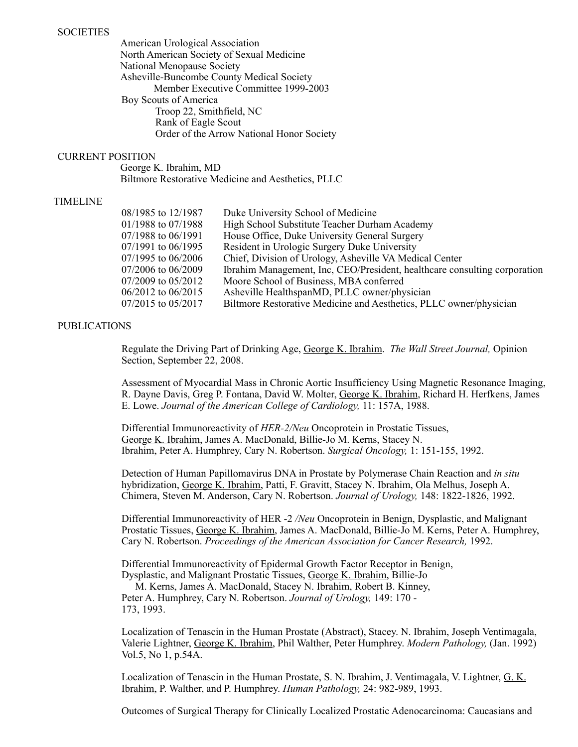## SOCIETIES

American Urological Association
North American Society of Sexual Medicine
National Menopause Society
Asheville-Buncombe County Medical Society
    Member Executive Committee 1999-2003
Boy Scouts of America
    Troop 22, Smithfield, NC
    Rank of Eagle Scout
    Order of the Arrow National Honor Society

## CURRENT POSITION

George K. Ibrahim, MD
Biltmore Restorative Medicine and Aesthetics, PLLC

## TIMELINE

| | |
|---|---|
| 08/1985 to 12/1987 | Duke University School of Medicine |
| 01/1988 to 07/1988 | High School Substitute Teacher Durham Academy |
| 07/1988 to 06/1991 | House Office, Duke University General Surgery |
| 07/1991 to 06/1995 | Resident in Urologic Surgery Duke University |
| 07/1995 to 06/2006 | Chief, Division of Urology, Asheville VA Medical Center |
| 07/2006 to 06/2009 | Ibrahim Management, Inc, CEO/President, healthcare consulting corporation |
| 07/2009 to 05/2012 | Moore School of Business, MBA conferred |
| 06/2012 to 06/2015 | Asheville HealthspanMD, PLLC owner/physician |
| 07/2015 to 05/2017 | Biltmore Restorative Medicine and Aesthetics, PLLC owner/physician |

## PUBLICATIONS

Regulate the Driving Part of Drinking Age, George K. Ibrahim. *The Wall Street Journal,* Opinion Section, September 22, 2008.

Assessment of Myocardial Mass in Chronic Aortic Insufficiency Using Magnetic Resonance Imaging, R. Dayne Davis, Greg P. Fontana, David W. Molter, George K. Ibrahim, Richard H. Herfkens, James E. Lowe. *Journal of the American College of Cardiology,* 11: 157A, 1988.

Differential Immunoreactivity of *HER-2/Neu* Oncoprotein in Prostatic Tissues, George K. Ibrahim, James A. MacDonald, Billie-Jo M. Kerns, Stacey N. Ibrahim, Peter A. Humphrey, Cary N. Robertson. *Surgical Oncology,* 1: 151-155, 1992.

Detection of Human Papillomavirus DNA in Prostate by Polymerase Chain Reaction and *in situ* hybridization, George K. Ibrahim, Patti, F. Gravitt, Stacey N. Ibrahim, Ola Melhus, Joseph A. Chimera, Steven M. Anderson, Cary N. Robertson. *Journal of Urology,* 148: 1822-1826, 1992.

Differential Immunoreactivity of HER -2 */Neu* Oncoprotein in Benign, Dysplastic, and Malignant Prostatic Tissues, George K. Ibrahim, James A. MacDonald, Billie-Jo M. Kerns, Peter A. Humphrey, Cary N. Robertson. *Proceedings of the American Association for Cancer Research,* 1992.

Differential Immunoreactivity of Epidermal Growth Factor Receptor in Benign, Dysplastic, and Malignant Prostatic Tissues, George K. Ibrahim, Billie-Jo M. Kerns, James A. MacDonald, Stacey N. Ibrahim, Robert B. Kinney, Peter A. Humphrey, Cary N. Robertson. *Journal of Urology,* 149: 170 - 173, 1993.

Localization of Tenascin in the Human Prostate (Abstract), Stacey. N. Ibrahim, Joseph Ventimagala, Valerie Lightner, George K. Ibrahim, Phil Walther, Peter Humphrey. *Modern Pathology,* (Jan. 1992) Vol.5, No 1, p.54A.

Localization of Tenascin in the Human Prostate, S. N. Ibrahim, J. Ventimagala, V. Lightner, G. K. Ibrahim, P. Walther, and P. Humphrey. *Human Pathology,* 24: 982-989, 1993.

Outcomes of Surgical Therapy for Clinically Localized Prostatic Adenocarcinoma: Caucasians and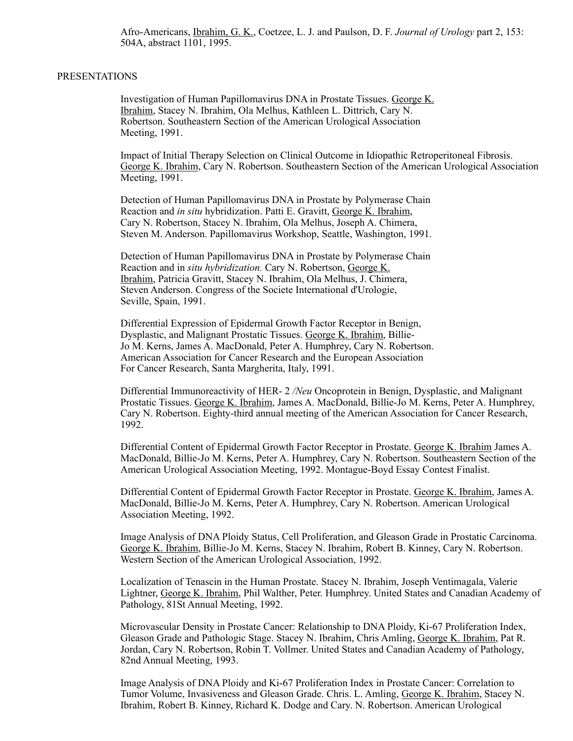Afro-Americans, Ibrahim, G. K., Coetzee, L. J. and Paulson, D. F. *Journal of Urology* part 2, 153: 504A, abstract 1101, 1995.

PRESENTATIONS

Investigation of Human Papillomavirus DNA in Prostate Tissues. George K. Ibrahim, Stacey N. Ibrahim, Ola Melhus, Kathleen L. Dittrich, Cary N. Robertson. Southeastern Section of the American Urological Association Meeting, 1991.

Impact of Initial Therapy Selection on Clinical Outcome in Idiopathic Retroperitoneal Fibrosis. George K. Ibrahim, Cary N. Robertson. Southeastern Section of the American Urological Association Meeting, 1991.

Detection of Human Papillomavirus DNA in Prostate by Polymerase Chain Reaction and *in situ* hybridization. Patti E. Gravitt, George K. Ibrahim, Cary N. Robertson, Stacey N. Ibrahim, Ola Melhus, Joseph A. Chimera, Steven M. Anderson. Papillomavirus Workshop, Seattle, Washington, 1991.

Detection of Human Papillomavirus DNA in Prostate by Polymerase Chain Reaction and in *situ hybridization.* Cary N. Robertson, George K. Ibrahim, Patricia Gravitt, Stacey N. Ibrahim, Ola Melhus, J. Chimera, Steven Anderson. Congress of the Societe International d'Urologie, Seville, Spain, 1991.

Differential Expression of Epidermal Growth Factor Receptor in Benign, Dysplastic, and Malignant Prostatic Tissues. George K. Ibrahim, Billie-Jo M. Kerns, James A. MacDonald, Peter A. Humphrey, Cary N. Robertson. American Association for Cancer Research and the European Association For Cancer Research, Santa Margherita, Italy, 1991.

Differential Immunoreactivity of HER- 2 */Neu* Oncoprotein in Benign, Dysplastic, and Malignant Prostatic Tissues. George K. Ibrahim, James A. MacDonald, Billie-Jo M. Kerns, Peter A. Humphrey, Cary N. Robertson. Eighty-third annual meeting of the American Association for Cancer Research, 1992.

Differential Content of Epidermal Growth Factor Receptor in Prostate. George K. Ibrahim James A. MacDonald, Billie-Jo M. Kerns, Peter A. Humphrey, Cary N. Robertson. Southeastern Section of the American Urological Association Meeting, 1992. Montague-Boyd Essay Contest Finalist.

Differential Content of Epidermal Growth Factor Receptor in Prostate. George K. Ibrahim, James A. MacDonald, Billie-Jo M. Kerns, Peter A. Humphrey, Cary N. Robertson. American Urological Association Meeting, 1992.

Image Analysis of DNA Ploidy Status, Cell Proliferation, and Gleason Grade in Prostatic Carcinoma. George K. Ibrahim, Billie-Jo M. Kerns, Stacey N. Ibrahim, Robert B. Kinney, Cary N. Robertson. Western Section of the American Urological Association, 1992.

Localization of Tenascin in the Human Prostate. Stacey N. Ibrahim, Joseph Ventimagala, Valerie Lightner, George K. Ibrahim, Phil Walther, Peter. Humphrey. United States and Canadian Academy of Pathology, 81St Annual Meeting, 1992.

Microvascular Density in Prostate Cancer: Relationship to DNA Ploidy, Ki-67 Proliferation Index, Gleason Grade and Pathologic Stage. Stacey N. Ibrahim, Chris Amling, George K. Ibrahim, Pat R. Jordan, Cary N. Robertson, Robin T. Vollmer. United States and Canadian Academy of Pathology, 82nd Annual Meeting, 1993.

Image Analysis of DNA Ploidy and Ki-67 Proliferation Index in Prostate Cancer: Correlation to Tumor Volume, Invasiveness and Gleason Grade. Chris. L. Amling, George K. Ibrahim, Stacey N. Ibrahim, Robert B. Kinney, Richard K. Dodge and Cary. N. Robertson. American Urological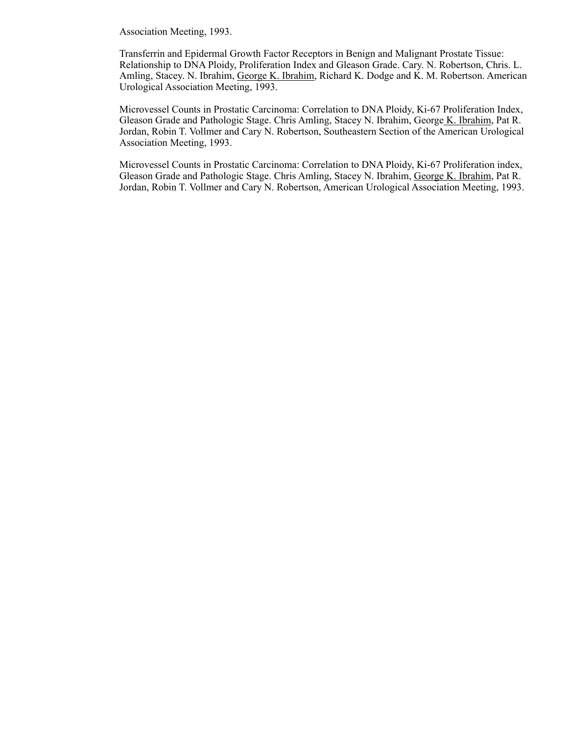Association Meeting, 1993.

Transferrin and Epidermal Growth Factor Receptors in Benign and Malignant Prostate Tissue: Relationship to DNA Ploidy, Proliferation Index and Gleason Grade. Cary. N. Robertson, Chris. L. Amling, Stacey. N. Ibrahim, <u>George K. Ibrahim</u>, Richard K. Dodge and K. M. Robertson. American Urological Association Meeting, 1993.

Microvessel Counts in Prostatic Carcinoma: Correlation to DNA Ploidy, Ki-67 Proliferation Index, Gleason Grade and Pathologic Stage. Chris Amling, Stacey N. Ibrahim, George <u>K. Ibrahim</u>, Pat R. Jordan, Robin T. Vollmer and Cary N. Robertson, Southeastern Section of the American Urological Association Meeting, 1993.

Microvessel Counts in Prostatic Carcinoma: Correlation to DNA Ploidy, Ki-67 Proliferation index, Gleason Grade and Pathologic Stage. Chris Amling, Stacey N. Ibrahim, <u>George K. Ibrahim</u>, Pat R. Jordan, Robin T. Vollmer and Cary N. Robertson, American Urological Association Meeting, 1993.